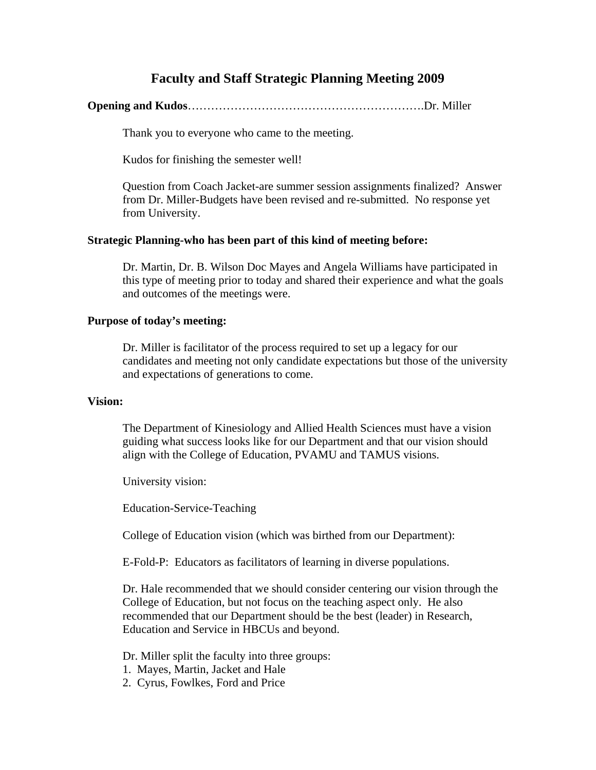# Faculty and Staff Strategic Planning Meeting 2009

**Opening and Kudos**…………………………………………………….Dr. Miller

Thank you to everyone who came to the meeting.

Kudos for finishing the semester well!

Question from Coach Jacket-are summer session assignments finalized? Answer from Dr. Miller-Budgets have been revised and re-submitted. No response yet from University.

**Strategic Planning-who has been part of this kind of meeting before:**

Dr. Martin, Dr. B. Wilson Doc Mayes and Angela Williams have participated in this type of meeting prior to today and shared their experience and what the goals and outcomes of the meetings were.

**Purpose of today's meeting:**

Dr. Miller is facilitator of the process required to set up a legacy for our candidates and meeting not only candidate expectations but those of the university and expectations of generations to come.

**Vision:**

The Department of Kinesiology and Allied Health Sciences must have a vision guiding what success looks like for our Department and that our vision should align with the College of Education, PVAMU and TAMUS visions.

University vision:

Education-Service-Teaching

College of Education vision (which was birthed from our Department):

E-Fold-P: Educators as facilitators of learning in diverse populations.

Dr. Hale recommended that we should consider centering our vision through the College of Education, but not focus on the teaching aspect only. He also recommended that our Department should be the best (leader) in Research, Education and Service in HBCUs and beyond.

Dr. Miller split the faculty into three groups:
1. Mayes, Martin, Jacket and Hale
2. Cyrus, Fowlkes, Ford and Price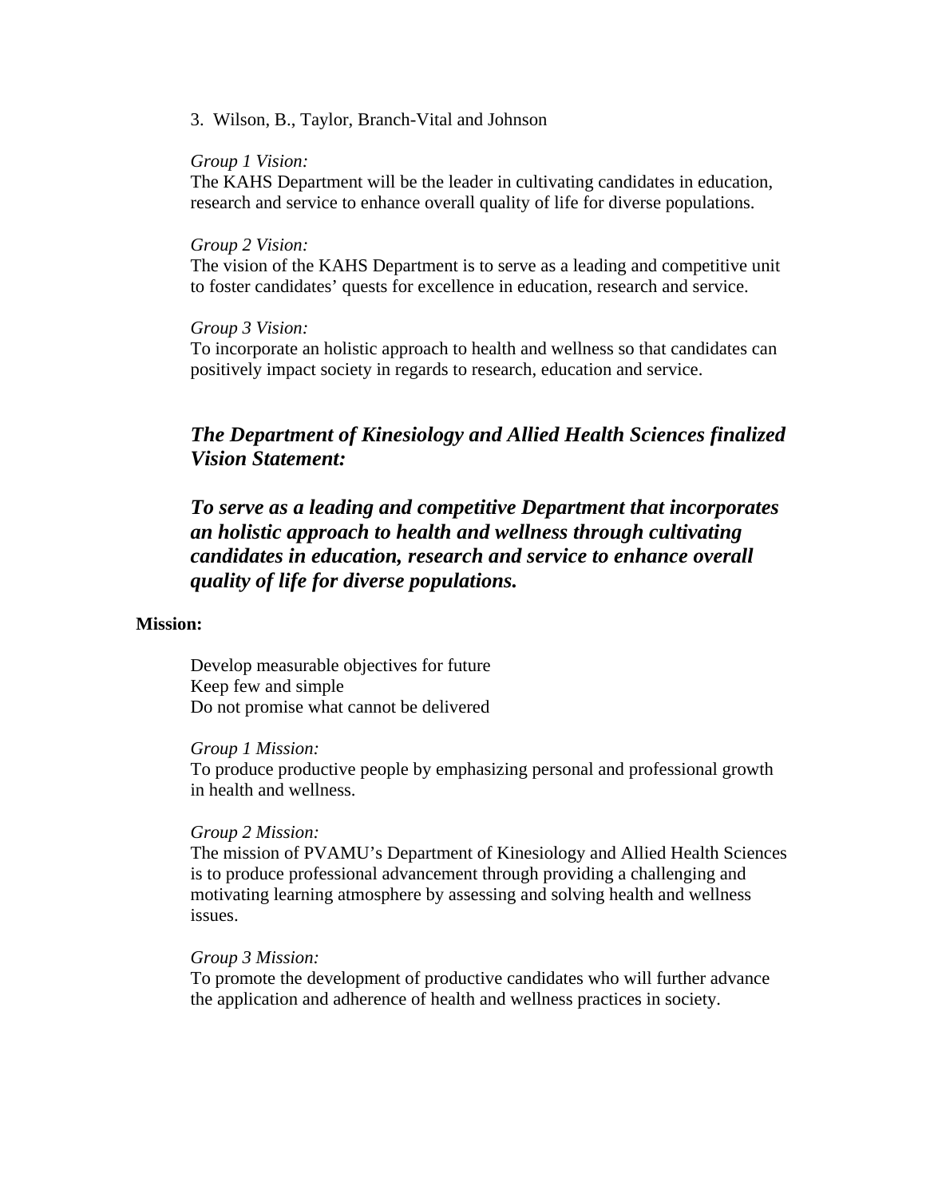3. Wilson, B., Taylor, Branch-Vital and Johnson

*Group 1 Vision:*
The KAHS Department will be the leader in cultivating candidates in education, research and service to enhance overall quality of life for diverse populations.

*Group 2 Vision:*
The vision of the KAHS Department is to serve as a leading and competitive unit to foster candidates' quests for excellence in education, research and service.

*Group 3 Vision:*
To incorporate an holistic approach to health and wellness so that candidates can positively impact society in regards to research, education and service.

***The Department of Kinesiology and Allied Health Sciences finalized Vision Statement:***

***To serve as a leading and competitive Department that incorporates an holistic approach to health and wellness through cultivating candidates in education, research and service to enhance overall quality of life for diverse populations.***

**Mission:**

Develop measurable objectives for future
Keep few and simple
Do not promise what cannot be delivered

*Group 1 Mission:*
To produce productive people by emphasizing personal and professional growth in health and wellness.

*Group 2 Mission:*
The mission of PVAMU's Department of Kinesiology and Allied Health Sciences is to produce professional advancement through providing a challenging and motivating learning atmosphere by assessing and solving health and wellness issues.

*Group 3 Mission:*
To promote the development of productive candidates who will further advance the application and adherence of health and wellness practices in society.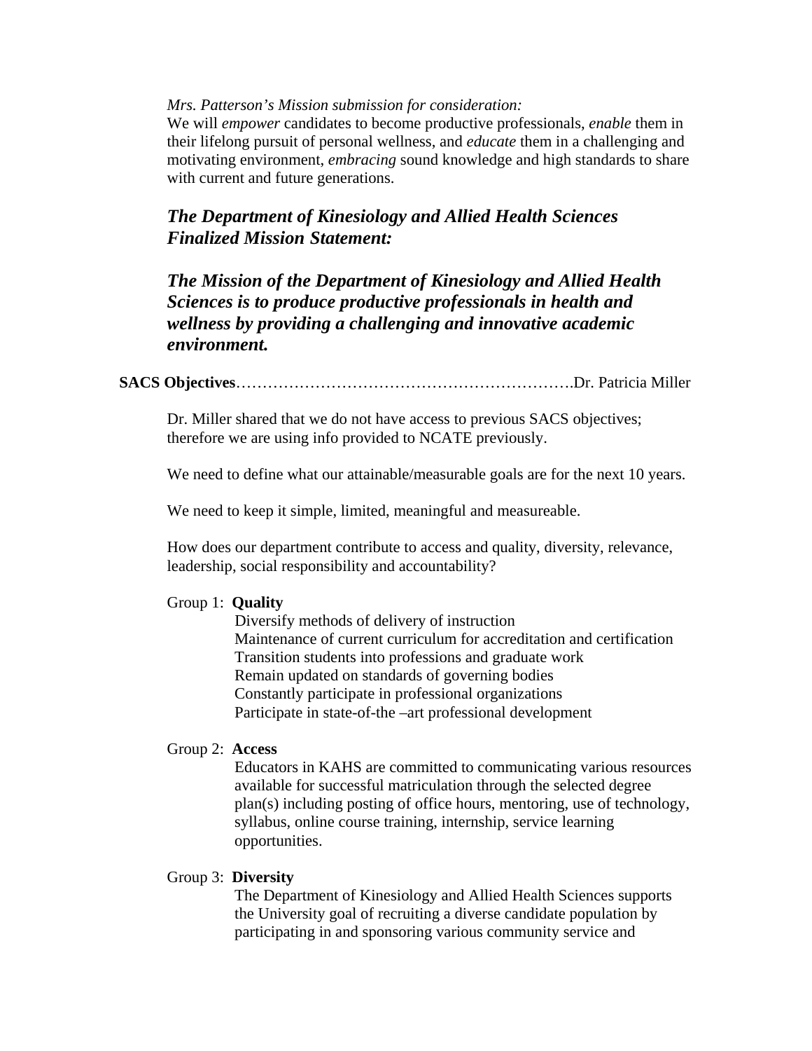*Mrs. Patterson's Mission submission for consideration:*

We will *empower* candidates to become productive professionals, *enable* them in their lifelong pursuit of personal wellness, and *educate* them in a challenging and motivating environment, *embracing* sound knowledge and high standards to share with current and future generations.

## *The Department of Kinesiology and Allied Health Sciences Finalized Mission Statement:*

***The Mission of the Department of Kinesiology and Allied Health Sciences is to produce productive professionals in health and wellness by providing a challenging and innovative academic environment.***

**SACS Objectives**……………………………………………………….Dr. Patricia Miller

Dr. Miller shared that we do not have access to previous SACS objectives; therefore we are using info provided to NCATE previously.

We need to define what our attainable/measurable goals are for the next 10 years.

We need to keep it simple, limited, meaningful and measureable.

How does our department contribute to access and quality, diversity, relevance, leadership, social responsibility and accountability?

Group 1: **Quality**

- Diversify methods of delivery of instruction
- Maintenance of current curriculum for accreditation and certification
- Transition students into professions and graduate work
- Remain updated on standards of governing bodies
- Constantly participate in professional organizations
- Participate in state-of-the –art professional development

Group 2: **Access**

Educators in KAHS are committed to communicating various resources available for successful matriculation through the selected degree plan(s) including posting of office hours, mentoring, use of technology, syllabus, online course training, internship, service learning opportunities.

Group 3: **Diversity**

The Department of Kinesiology and Allied Health Sciences supports the University goal of recruiting a diverse candidate population by participating in and sponsoring various community service and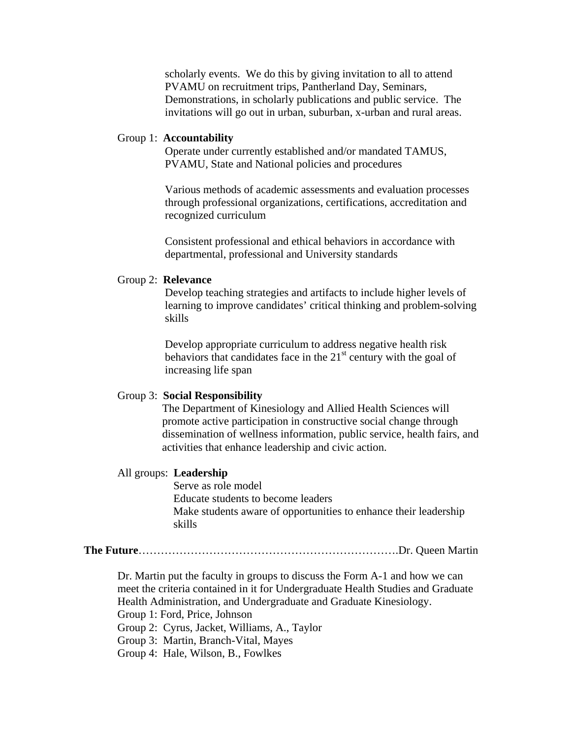scholarly events. We do this by giving invitation to all to attend PVAMU on recruitment trips, Pantherland Day, Seminars, Demonstrations, in scholarly publications and public service. The invitations will go out in urban, suburban, x-urban and rural areas.

Group 1: **Accountability**

Operate under currently established and/or mandated TAMUS, PVAMU, State and National policies and procedures

Various methods of academic assessments and evaluation processes through professional organizations, certifications, accreditation and recognized curriculum

Consistent professional and ethical behaviors in accordance with departmental, professional and University standards

Group 2: **Relevance**

Develop teaching strategies and artifacts to include higher levels of learning to improve candidates' critical thinking and problem-solving skills

Develop appropriate curriculum to address negative health risk behaviors that candidates face in the 21st century with the goal of increasing life span

Group 3: **Social Responsibility**

The Department of Kinesiology and Allied Health Sciences will promote active participation in constructive social change through dissemination of wellness information, public service, health fairs, and activities that enhance leadership and civic action.

All groups: **Leadership**

Serve as role model
Educate students to become leaders
Make students aware of opportunities to enhance their leadership skills

**The Future**……………………………………………………………….Dr. Queen Martin

Dr. Martin put the faculty in groups to discuss the Form A-1 and how we can meet the criteria contained in it for Undergraduate Health Studies and Graduate Health Administration, and Undergraduate and Graduate Kinesiology.

Group 1: Ford, Price, Johnson
Group 2: Cyrus, Jacket, Williams, A., Taylor
Group 3: Martin, Branch-Vital, Mayes
Group 4: Hale, Wilson, B., Fowlkes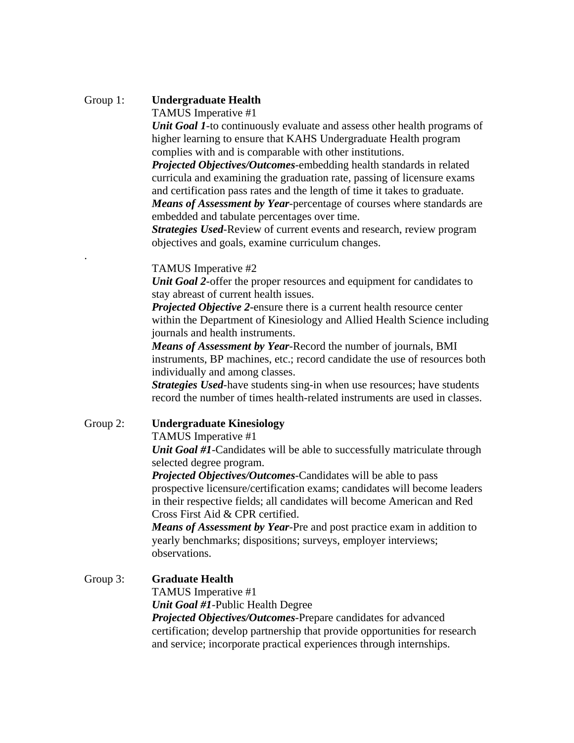Group 1: **Undergraduate Health**

TAMUS Imperative #1

***Unit Goal 1***-to continuously evaluate and assess other health programs of higher learning to ensure that KAHS Undergraduate Health program complies with and is comparable with other institutions.

***Projected Objectives/Outcomes***-embedding health standards in related curricula and examining the graduation rate, passing of licensure exams and certification pass rates and the length of time it takes to graduate.

***Means of Assessment by Year***-percentage of courses where standards are embedded and tabulate percentages over time.

***Strategies Used***-Review of current events and research, review program objectives and goals, examine curriculum changes.

.

TAMUS Imperative #2

***Unit Goal 2***-offer the proper resources and equipment for candidates to stay abreast of current health issues.

***Projected Objective 2***-ensure there is a current health resource center within the Department of Kinesiology and Allied Health Science including journals and health instruments.

***Means of Assessment by Year***-Record the number of journals, BMI instruments, BP machines, etc.; record candidate the use of resources both individually and among classes.

***Strategies Used***-have students sing-in when use resources; have students record the number of times health-related instruments are used in classes.

Group 2: **Undergraduate Kinesiology**

TAMUS Imperative #1

***Unit Goal #1***-Candidates will be able to successfully matriculate through selected degree program.

***Projected Objectives/Outcomes***-Candidates will be able to pass prospective licensure/certification exams; candidates will become leaders in their respective fields; all candidates will become American and Red Cross First Aid & CPR certified.

***Means of Assessment by Year***-Pre and post practice exam in addition to yearly benchmarks; dispositions; surveys, employer interviews; observations.

Group 3: **Graduate Health**

TAMUS Imperative #1

***Unit Goal #1***-Public Health Degree

***Projected Objectives/Outcomes***-Prepare candidates for advanced certification; develop partnership that provide opportunities for research and service; incorporate practical experiences through internships.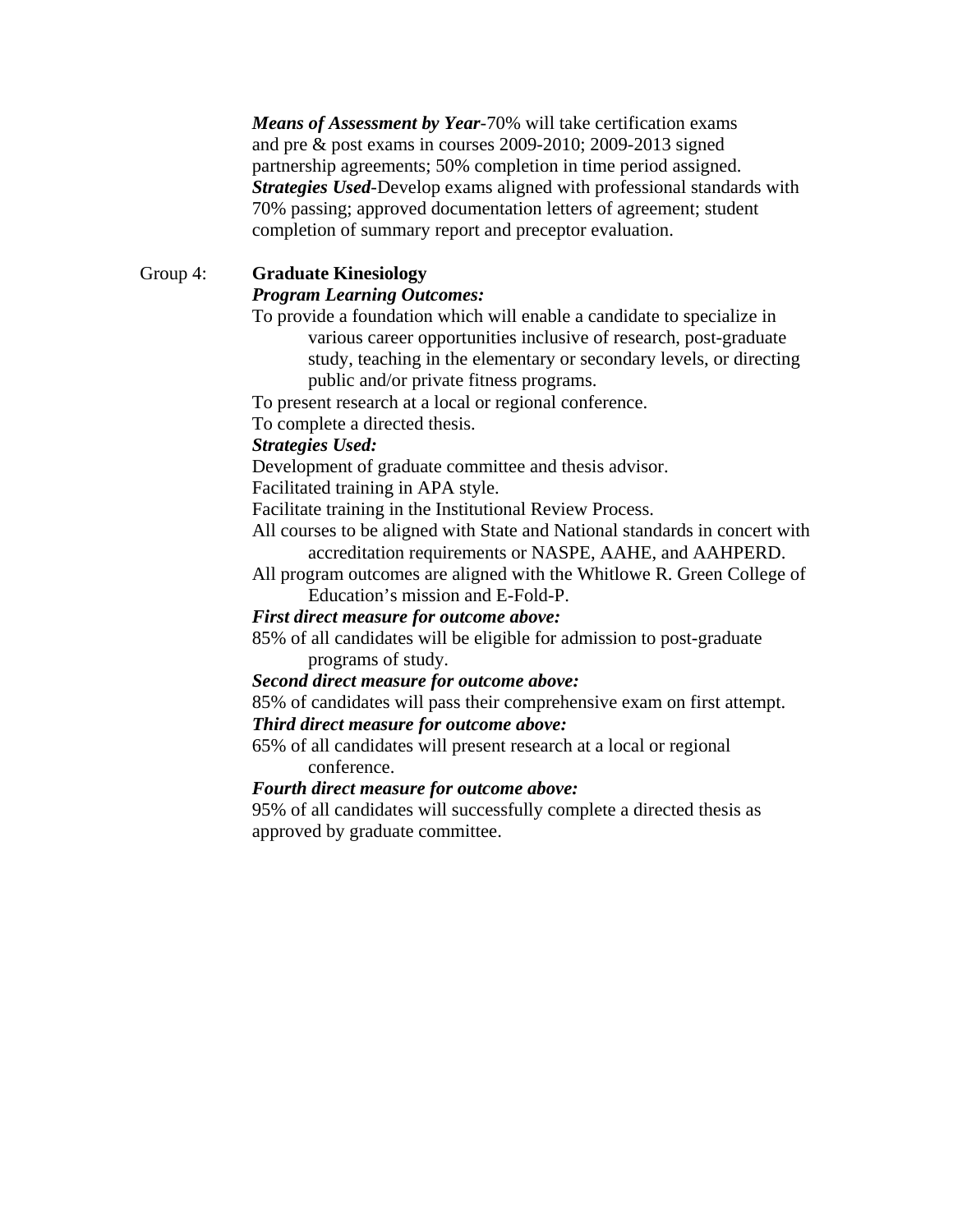***Means of Assessment by Year***-70% will take certification exams and pre & post exams in courses 2009-2010; 2009-2013 signed partnership agreements; 50% completion in time period assigned.
***Strategies Used***-Develop exams aligned with professional standards with 70% passing; approved documentation letters of agreement; student completion of summary report and preceptor evaluation.

Group 4: **Graduate Kinesiology**

***Program Learning Outcomes:***

To provide a foundation which will enable a candidate to specialize in various career opportunities inclusive of research, post-graduate study, teaching in the elementary or secondary levels, or directing public and/or private fitness programs.

To present research at a local or regional conference.

To complete a directed thesis.

***Strategies Used:***

Development of graduate committee and thesis advisor.

Facilitated training in APA style.

Facilitate training in the Institutional Review Process.

All courses to be aligned with State and National standards in concert with accreditation requirements or NASPE, AAHE, and AAHPERD.

All program outcomes are aligned with the Whitlowe R. Green College of Education's mission and E-Fold-P.

***First direct measure for outcome above:***

85% of all candidates will be eligible for admission to post-graduate programs of study.

***Second direct measure for outcome above:***

85% of candidates will pass their comprehensive exam on first attempt.

***Third direct measure for outcome above:***

65% of all candidates will present research at a local or regional conference.

***Fourth direct measure for outcome above:***

95% of all candidates will successfully complete a directed thesis as approved by graduate committee.